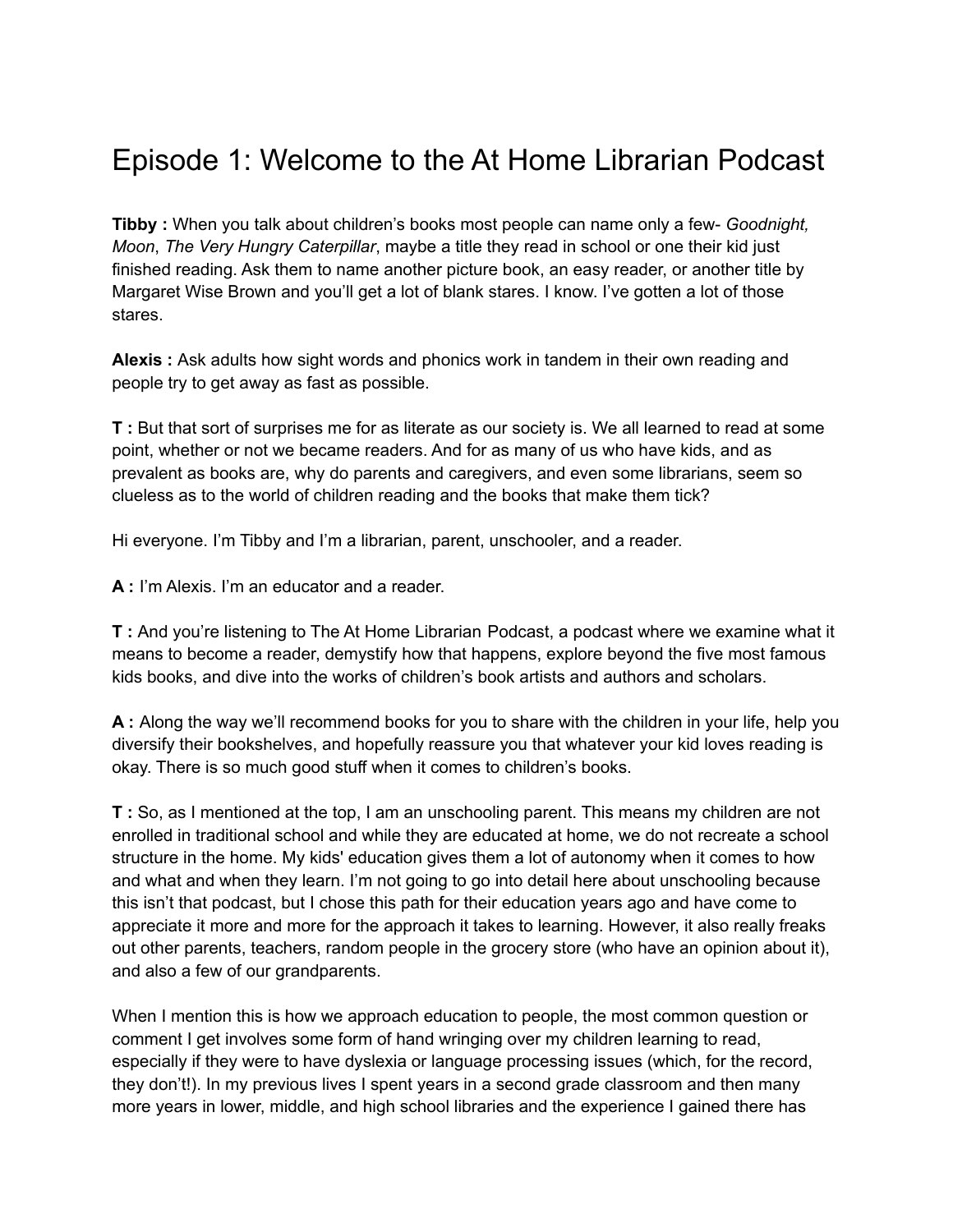# Episode 1: Welcome to the At Home Librarian Podcast

**Tibby :** When you talk about children's books most people can name only a few- *Goodnight, Moon*, *The Very Hungry Caterpillar*, maybe a title they read in school or one their kid just finished reading. Ask them to name another picture book, an easy reader, or another title by Margaret Wise Brown and you'll get a lot of blank stares. I know. I've gotten a lot of those stares.

**Alexis :** Ask adults how sight words and phonics work in tandem in their own reading and people try to get away as fast as possible.

**T :** But that sort of surprises me for as literate as our society is. We all learned to read at some point, whether or not we became readers. And for as many of us who have kids, and as prevalent as books are, why do parents and caregivers, and even some librarians, seem so clueless as to the world of children reading and the books that make them tick?

Hi everyone. I'm Tibby and I'm a librarian, parent, unschooler, and a reader.

**A :** I'm Alexis. I'm an educator and a reader.

**T :** And you're listening to The At Home Librarian Podcast, a podcast where we examine what it means to become a reader, demystify how that happens, explore beyond the five most famous kids books, and dive into the works of children's book artists and authors and scholars.

**A :** Along the way we'll recommend books for you to share with the children in your life, help you diversify their bookshelves, and hopefully reassure you that whatever your kid loves reading is okay. There is so much good stuff when it comes to children's books.

**T :** So, as I mentioned at the top, I am an unschooling parent. This means my children are not enrolled in traditional school and while they are educated at home, we do not recreate a school structure in the home. My kids' education gives them a lot of autonomy when it comes to how and what and when they learn. I'm not going to go into detail here about unschooling because this isn't that podcast, but I chose this path for their education years ago and have come to appreciate it more and more for the approach it takes to learning. However, it also really freaks out other parents, teachers, random people in the grocery store (who have an opinion about it), and also a few of our grandparents.

When I mention this is how we approach education to people, the most common question or comment I get involves some form of hand wringing over my children learning to read, especially if they were to have dyslexia or language processing issues (which, for the record, they don't!). In my previous lives I spent years in a second grade classroom and then many more years in lower, middle, and high school libraries and the experience I gained there has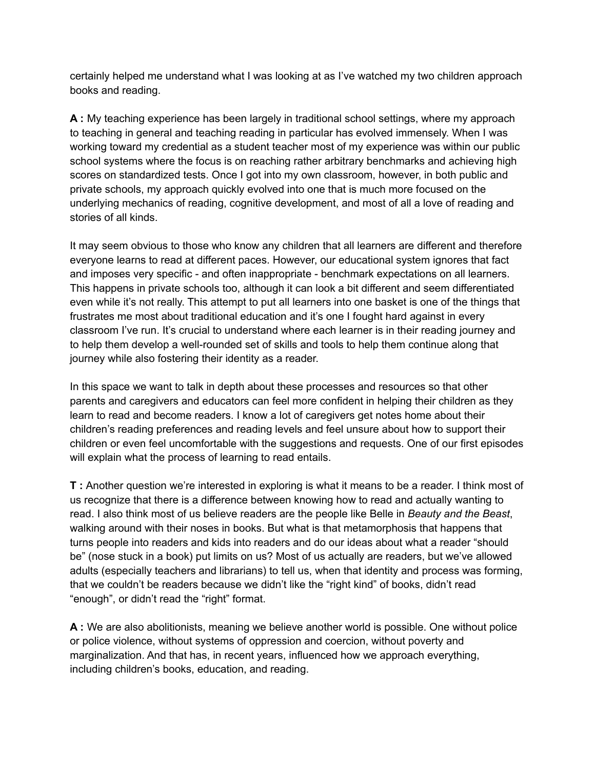certainly helped me understand what I was looking at as I've watched my two children approach books and reading.

**A :** My teaching experience has been largely in traditional school settings, where my approach to teaching in general and teaching reading in particular has evolved immensely. When I was working toward my credential as a student teacher most of my experience was within our public school systems where the focus is on reaching rather arbitrary benchmarks and achieving high scores on standardized tests. Once I got into my own classroom, however, in both public and private schools, my approach quickly evolved into one that is much more focused on the underlying mechanics of reading, cognitive development, and most of all a love of reading and stories of all kinds.

It may seem obvious to those who know any children that all learners are different and therefore everyone learns to read at different paces. However, our educational system ignores that fact and imposes very specific - and often inappropriate - benchmark expectations on all learners. This happens in private schools too, although it can look a bit different and seem differentiated even while it's not really. This attempt to put all learners into one basket is one of the things that frustrates me most about traditional education and it's one I fought hard against in every classroom I've run. It's crucial to understand where each learner is in their reading journey and to help them develop a well-rounded set of skills and tools to help them continue along that journey while also fostering their identity as a reader.

In this space we want to talk in depth about these processes and resources so that other parents and caregivers and educators can feel more confident in helping their children as they learn to read and become readers. I know a lot of caregivers get notes home about their children's reading preferences and reading levels and feel unsure about how to support their children or even feel uncomfortable with the suggestions and requests. One of our first episodes will explain what the process of learning to read entails.

**T :** Another question we're interested in exploring is what it means to be a reader. I think most of us recognize that there is a difference between knowing how to read and actually wanting to read. I also think most of us believe readers are the people like Belle in *Beauty and the Beast*, walking around with their noses in books. But what is that metamorphosis that happens that turns people into readers and kids into readers and do our ideas about what a reader "should be" (nose stuck in a book) put limits on us? Most of us actually are readers, but we've allowed adults (especially teachers and librarians) to tell us, when that identity and process was forming, that we couldn't be readers because we didn't like the "right kind" of books, didn't read "enough", or didn't read the "right" format.

**A :** We are also abolitionists, meaning we believe another world is possible. One without police or police violence, without systems of oppression and coercion, without poverty and marginalization. And that has, in recent years, influenced how we approach everything, including children's books, education, and reading.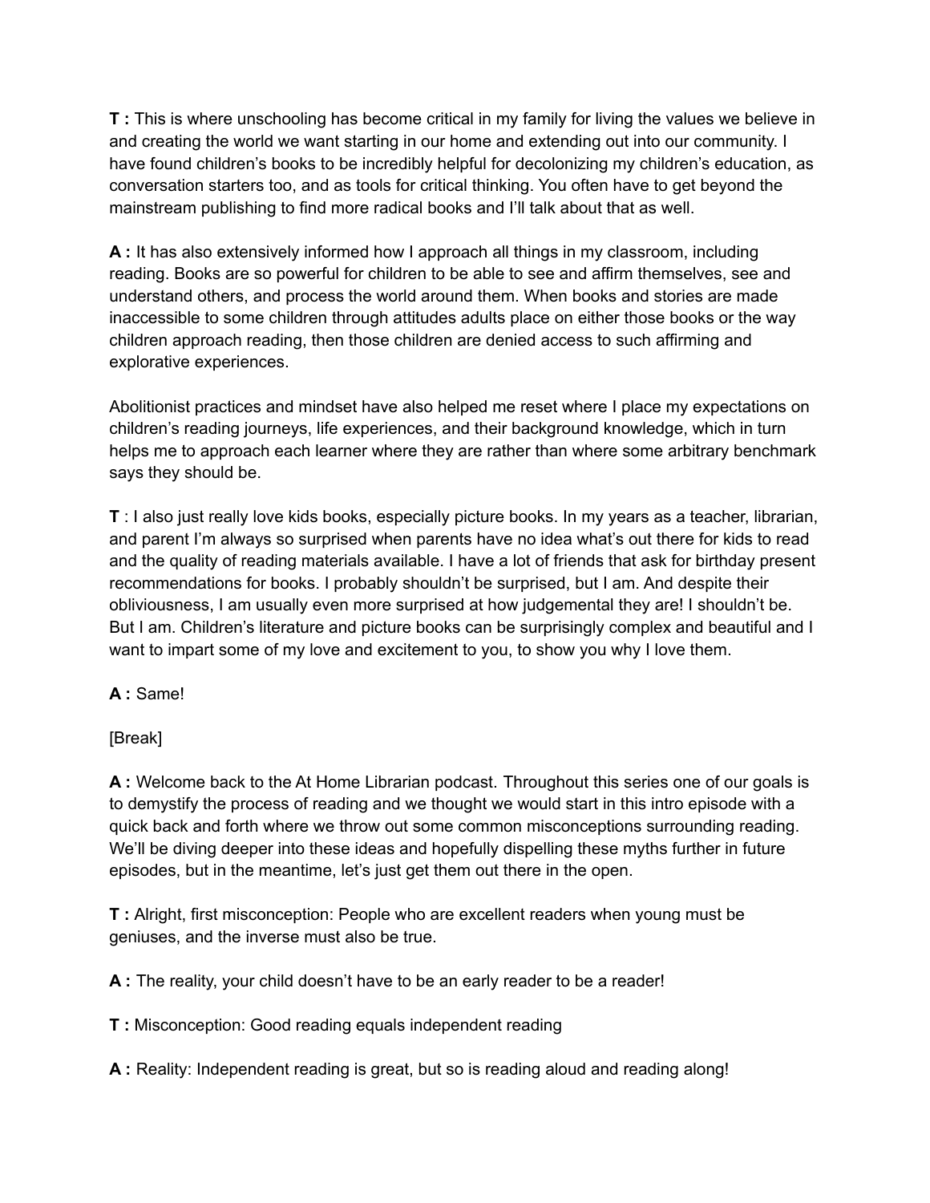**T :** This is where unschooling has become critical in my family for living the values we believe in and creating the world we want starting in our home and extending out into our community. I have found children's books to be incredibly helpful for decolonizing my children's education, as conversation starters too, and as tools for critical thinking. You often have to get beyond the mainstream publishing to find more radical books and I'll talk about that as well.

**A :** It has also extensively informed how I approach all things in my classroom, including reading. Books are so powerful for children to be able to see and affirm themselves, see and understand others, and process the world around them. When books and stories are made inaccessible to some children through attitudes adults place on either those books or the way children approach reading, then those children are denied access to such affirming and explorative experiences.

Abolitionist practices and mindset have also helped me reset where I place my expectations on children's reading journeys, life experiences, and their background knowledge, which in turn helps me to approach each learner where they are rather than where some arbitrary benchmark says they should be.

**T** : I also just really love kids books, especially picture books. In my years as a teacher, librarian, and parent I'm always so surprised when parents have no idea what's out there for kids to read and the quality of reading materials available. I have a lot of friends that ask for birthday present recommendations for books. I probably shouldn't be surprised, but I am. And despite their obliviousness, I am usually even more surprised at how judgemental they are! I shouldn't be. But I am. Children's literature and picture books can be surprisingly complex and beautiful and I want to impart some of my love and excitement to you, to show you why I love them.

**A :** Same!

[Break]

**A :** Welcome back to the At Home Librarian podcast. Throughout this series one of our goals is to demystify the process of reading and we thought we would start in this intro episode with a quick back and forth where we throw out some common misconceptions surrounding reading. We'll be diving deeper into these ideas and hopefully dispelling these myths further in future episodes, but in the meantime, let's just get them out there in the open.

**T :** Alright, first misconception: People who are excellent readers when young must be geniuses, and the inverse must also be true.

**A :** The reality, your child doesn't have to be an early reader to be a reader!

**T :** Misconception: Good reading equals independent reading

**A :** Reality: Independent reading is great, but so is reading aloud and reading along!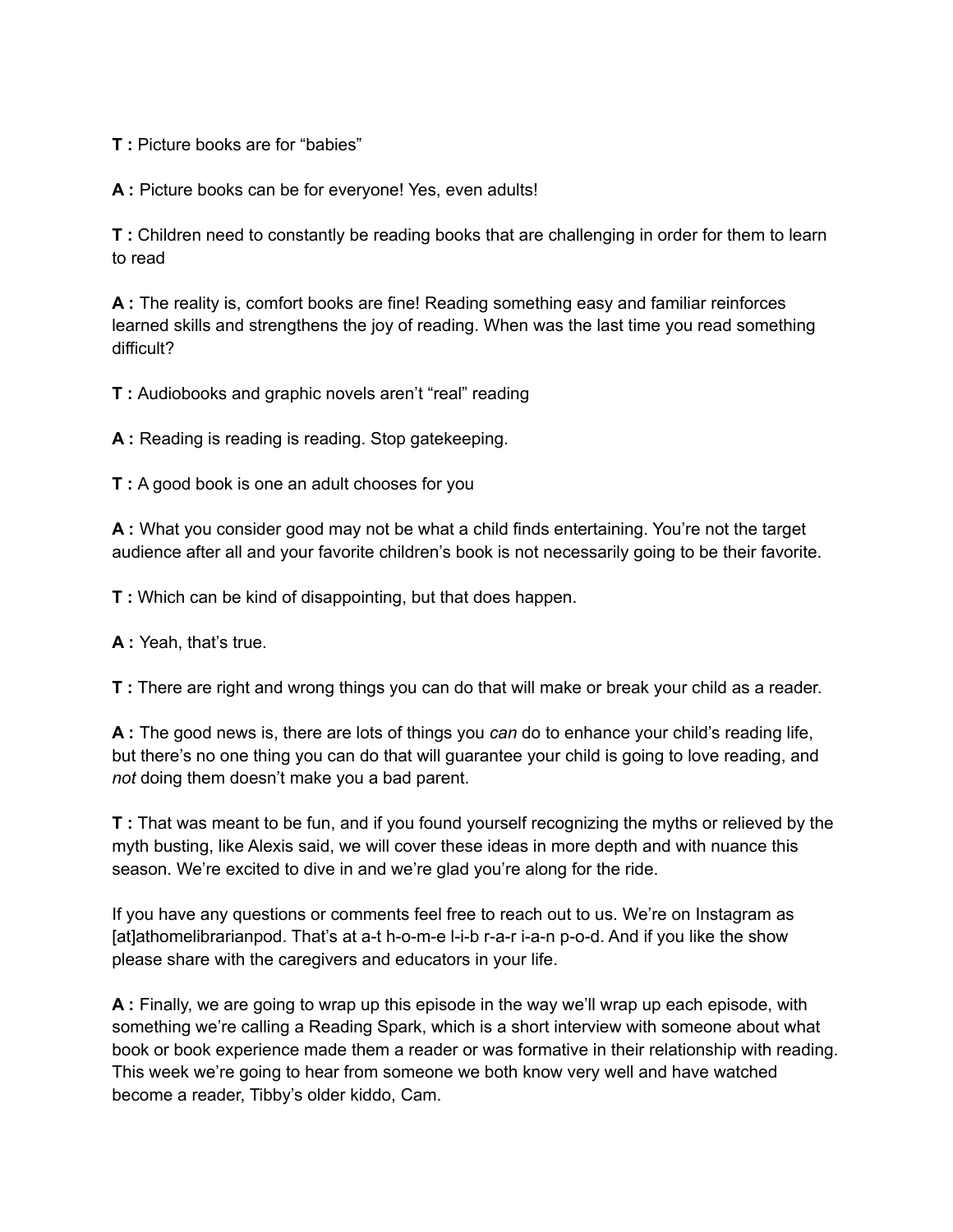**T :** Picture books are for “babies”

**A :** Picture books can be for everyone! Yes, even adults!

**T :** Children need to constantly be reading books that are challenging in order for them to learn to read

**A :** The reality is, comfort books are fine! Reading something easy and familiar reinforces learned skills and strengthens the joy of reading. When was the last time you read something difficult?

**T :** Audiobooks and graphic novels aren’t “real” reading

**A :** Reading is reading is reading. Stop gatekeeping.

**T :** A good book is one an adult chooses for you

**A :** What you consider good may not be what a child finds entertaining. You’re not the target audience after all and your favorite children’s book is not necessarily going to be their favorite.

**T :** Which can be kind of disappointing, but that does happen.

**A :** Yeah, that’s true.

**T :** There are right and wrong things you can do that will make or break your child as a reader.

**A :** The good news is, there are lots of things you *can* do to enhance your child’s reading life, but there’s no one thing you can do that will guarantee your child is going to love reading, and *not* doing them doesn’t make you a bad parent.

**T :** That was meant to be fun, and if you found yourself recognizing the myths or relieved by the myth busting, like Alexis said, we will cover these ideas in more depth and with nuance this season. We’re excited to dive in and we’re glad you’re along for the ride.

If you have any questions or comments feel free to reach out to us. We’re on Instagram as [at]athomelibrarianpod. That’s at a-t h-o-m-e l-i-b r-a-r i-a-n p-o-d. And if you like the show please share with the caregivers and educators in your life.

**A :** Finally, we are going to wrap up this episode in the way we’ll wrap up each episode, with something we’re calling a Reading Spark, which is a short interview with someone about what book or book experience made them a reader or was formative in their relationship with reading. This week we’re going to hear from someone we both know very well and have watched become a reader, Tibby’s older kiddo, Cam.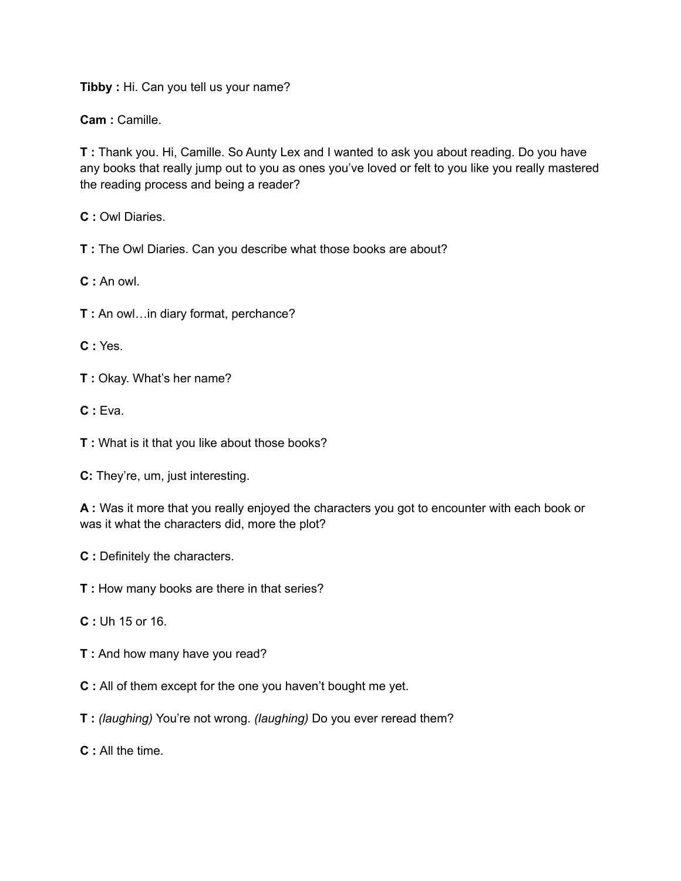**Tibby :** Hi. Can you tell us your name?

**Cam :** Camille.

**T :** Thank you. Hi, Camille. So Aunty Lex and I wanted to ask you about reading. Do you have any books that really jump out to you as ones you've loved or felt to you like you really mastered the reading process and being a reader?

**C :** Owl Diaries.

**T :** The Owl Diaries. Can you describe what those books are about?

**C :** An owl.

**T :** An owl…in diary format, perchance?

**C :** Yes.

**T :** Okay. What's her name?

**C :** Eva.

**T :** What is it that you like about those books?

**C:** They're, um, just interesting.

**A :** Was it more that you really enjoyed the characters you got to encounter with each book or was it what the characters did, more the plot?

**C :** Definitely the characters.

**T :** How many books are there in that series?

**C :** Uh 15 or 16.

**T :** And how many have you read?

**C :** All of them except for the one you haven't bought me yet.

**T :** *(laughing)* You're not wrong. *(laughing)* Do you ever reread them?

**C :** All the time.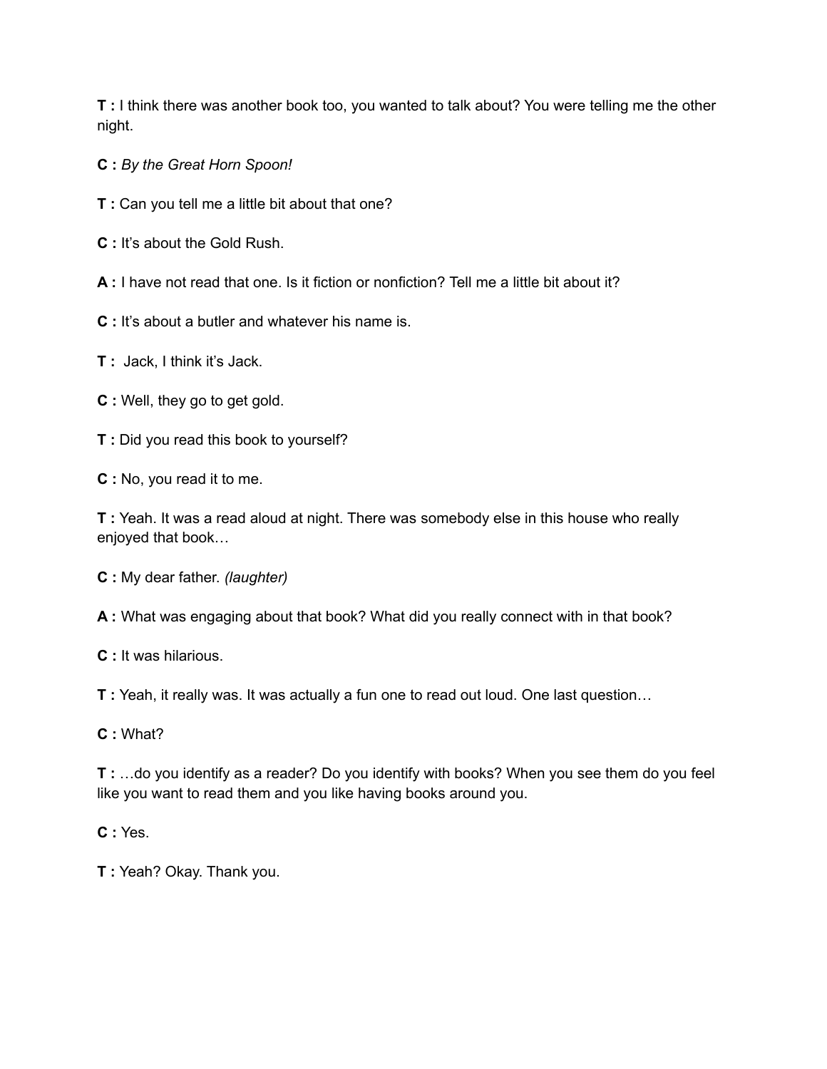**T :** I think there was another book too, you wanted to talk about? You were telling me the other night.

**C :** *By the Great Horn Spoon!*

**T :** Can you tell me a little bit about that one?

**C :** It's about the Gold Rush.

**A :** I have not read that one. Is it fiction or nonfiction? Tell me a little bit about it?

**C :** It's about a butler and whatever his name is.

**T :** Jack, I think it's Jack.

**C :** Well, they go to get gold.

**T :** Did you read this book to yourself?

**C :** No, you read it to me.

**T :** Yeah. It was a read aloud at night. There was somebody else in this house who really enjoyed that book…

**C :** My dear father. *(laughter)*

**A :** What was engaging about that book? What did you really connect with in that book?

**C :** It was hilarious.

**T :** Yeah, it really was. It was actually a fun one to read out loud. One last question…

**C :** What?

**T :** …do you identify as a reader? Do you identify with books? When you see them do you feel like you want to read them and you like having books around you.

**C :** Yes.

**T :** Yeah? Okay. Thank you.